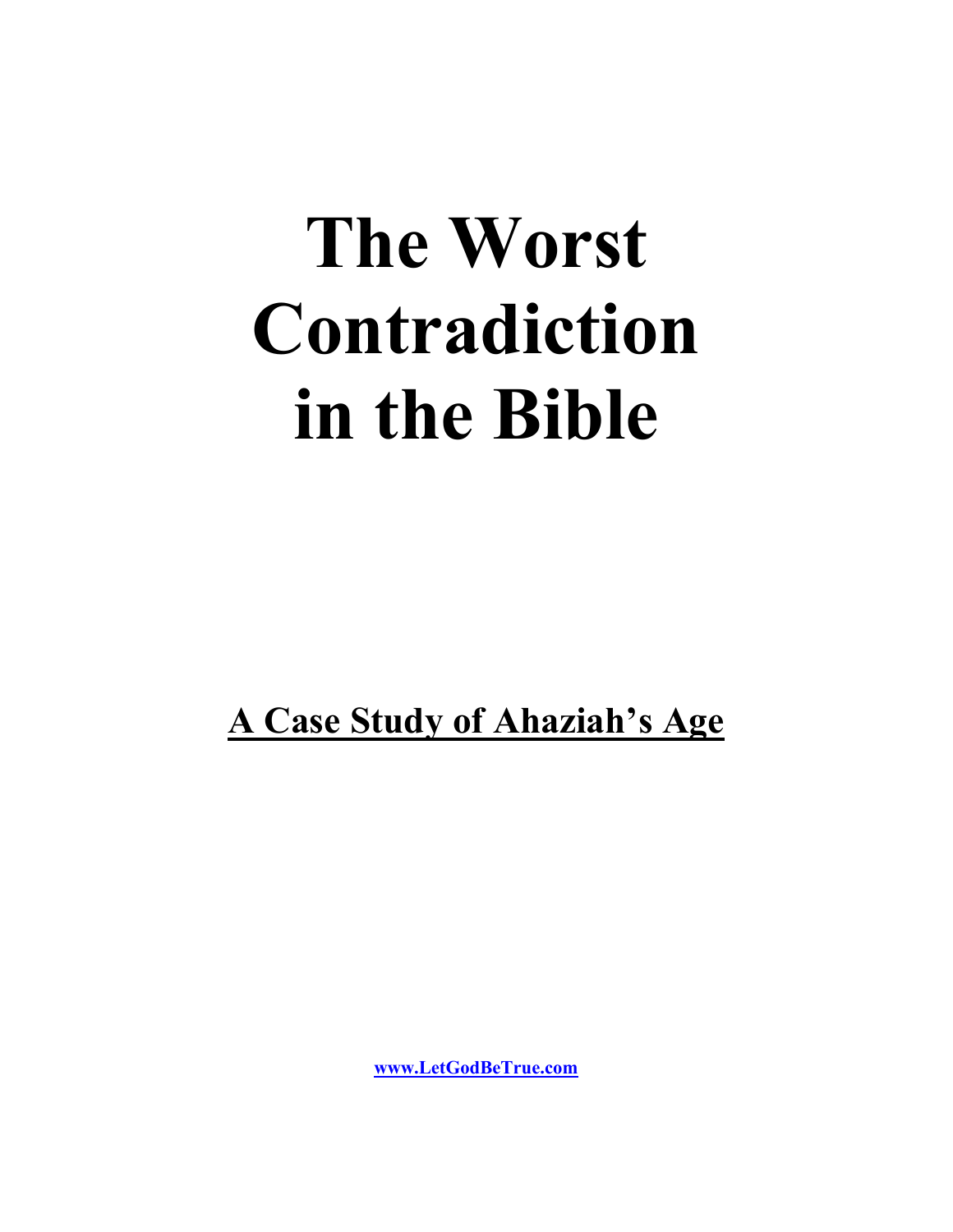# The Worst Contradiction in the Bible

**A Case Study of Ahaziah's Age**

**www.LetGodBeTrue.com**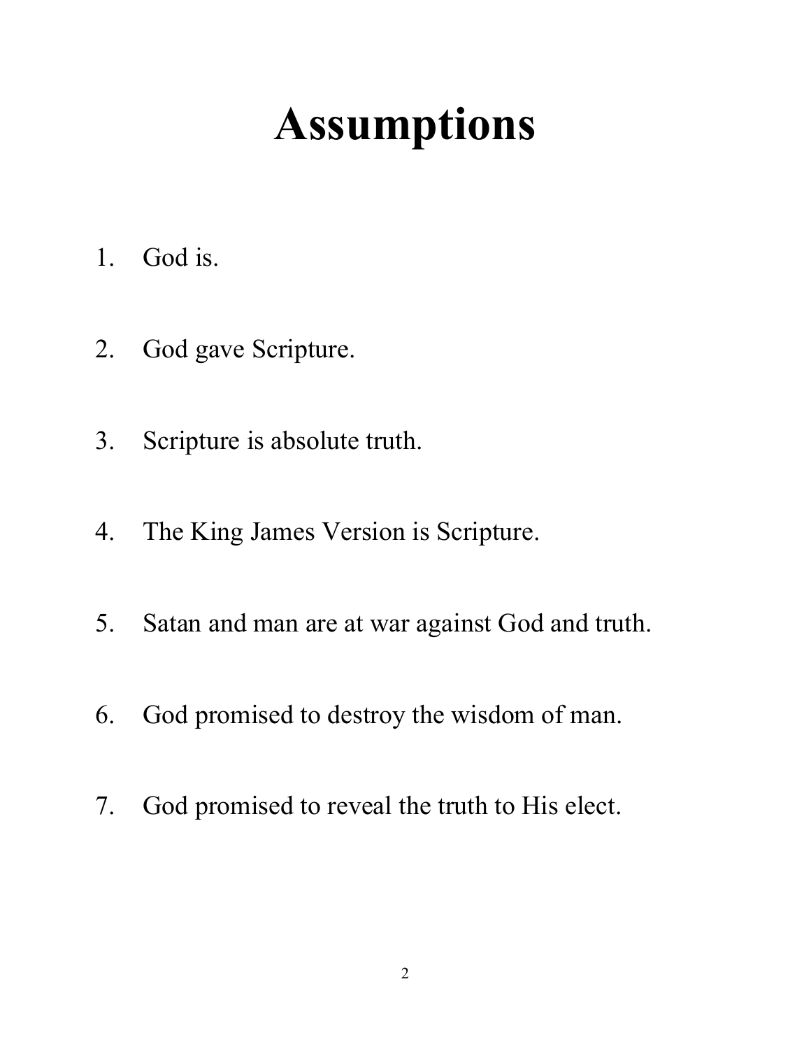# Assumptions

1. God is.
2. God gave Scripture.
3. Scripture is absolute truth.
4. The King James Version is Scripture.
5. Satan and man are at war against God and truth.
6. God promised to destroy the wisdom of man.
7. God promised to reveal the truth to His elect.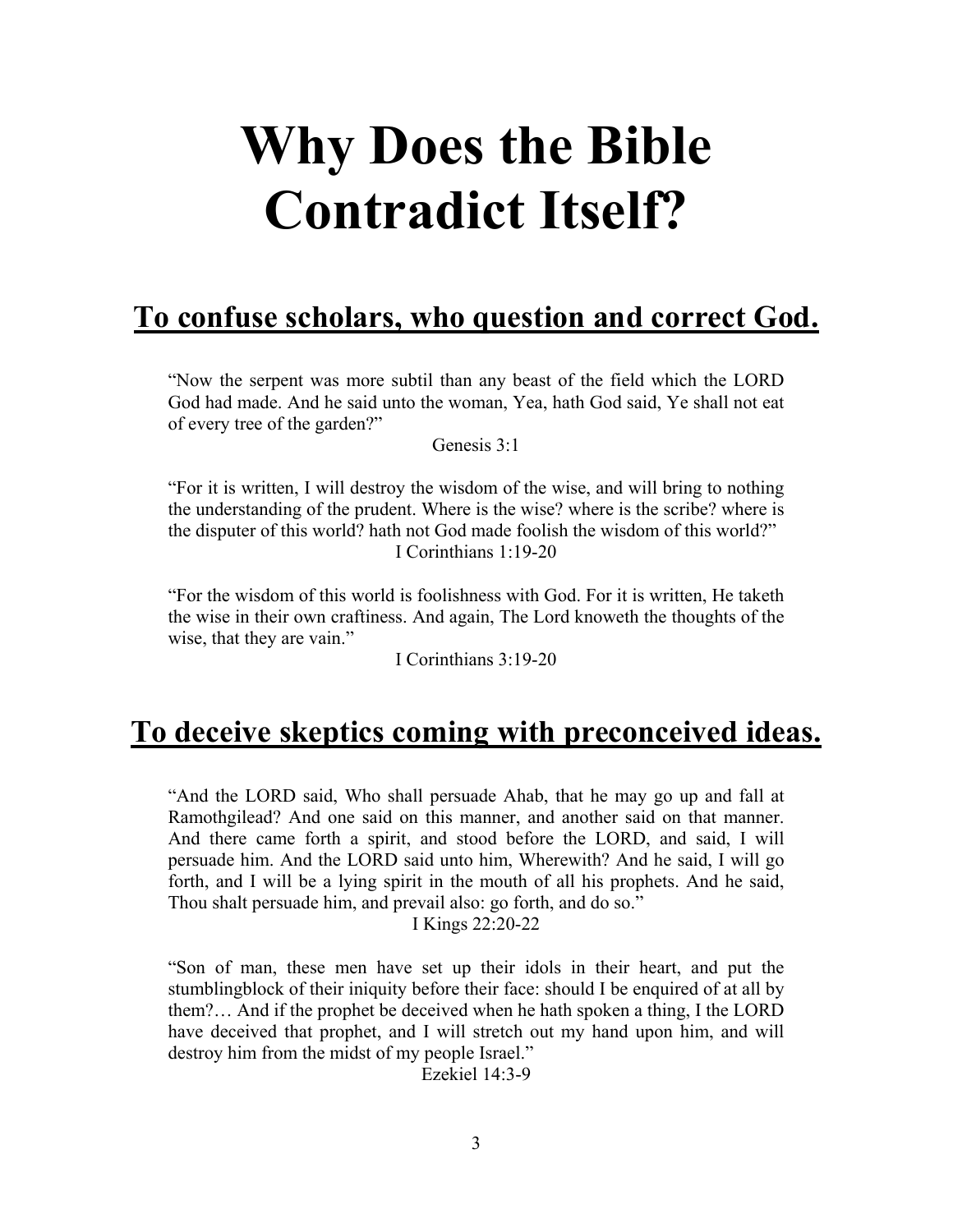# Why Does the Bible Contradict Itself?

## To confuse scholars, who question and correct God.

> "Now the serpent was more subtil than any beast of the field which the LORD God had made. And he said unto the woman, Yea, hath God said, Ye shall not eat of every tree of the garden?"
>
> Genesis 3:1

> "For it is written, I will destroy the wisdom of the wise, and will bring to nothing the understanding of the prudent. Where is the wise? where is the scribe? where is the disputer of this world? hath not God made foolish the wisdom of this world?"
>
> I Corinthians 1:19-20

> "For the wisdom of this world is foolishness with God. For it is written, He taketh the wise in their own craftiness. And again, The Lord knoweth the thoughts of the wise, that they are vain."
>
> I Corinthians 3:19-20

## To deceive skeptics coming with preconceived ideas.

> "And the LORD said, Who shall persuade Ahab, that he may go up and fall at Ramothgilead? And one said on this manner, and another said on that manner. And there came forth a spirit, and stood before the LORD, and said, I will persuade him. And the LORD said unto him, Wherewith? And he said, I will go forth, and I will be a lying spirit in the mouth of all his prophets. And he said, Thou shalt persuade him, and prevail also: go forth, and do so."
>
> I Kings 22:20-22

> "Son of man, these men have set up their idols in their heart, and put the stumblingblock of their iniquity before their face: should I be enquired of at all by them?… And if the prophet be deceived when he hath spoken a thing, I the LORD have deceived that prophet, and I will stretch out my hand upon him, and will destroy him from the midst of my people Israel."
>
> Ezekiel 14:3-9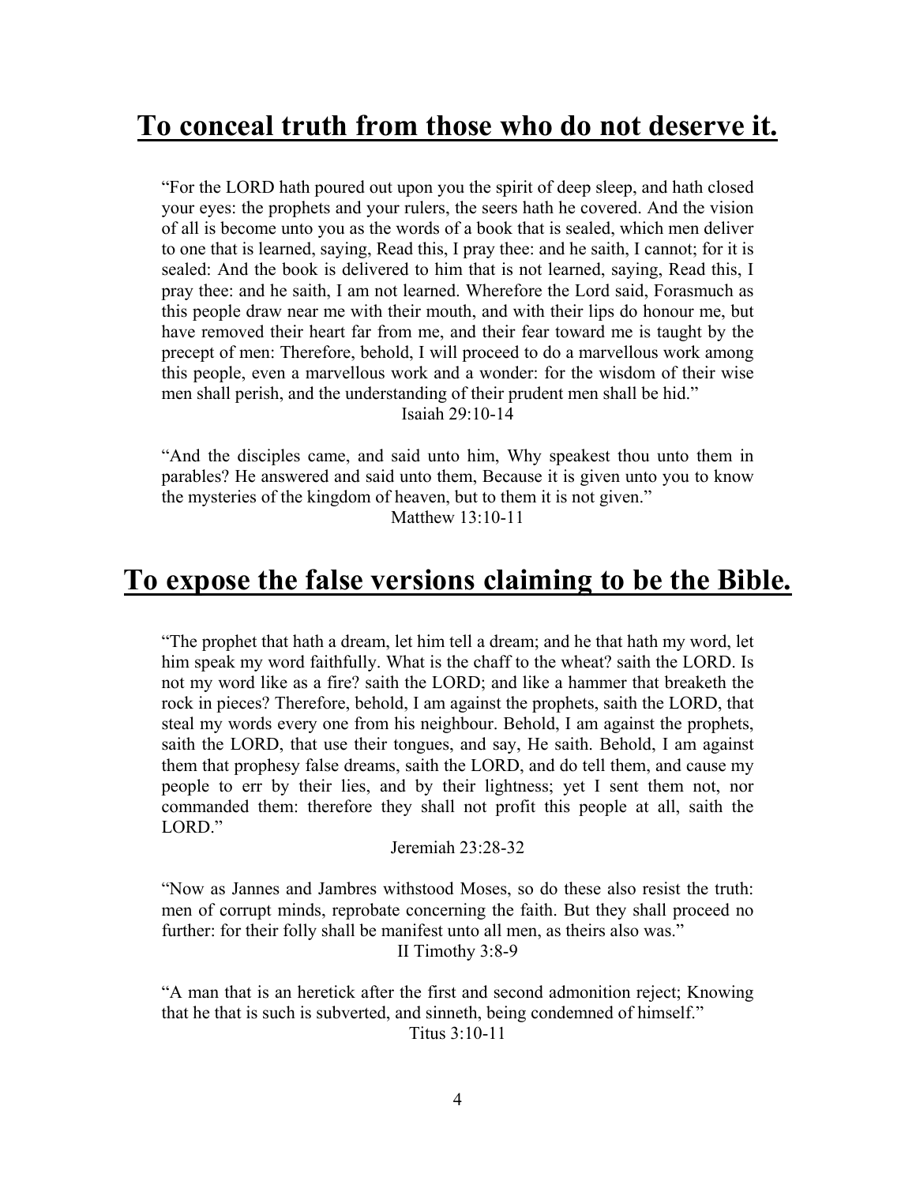## To conceal truth from those who do not deserve it.

"For the LORD hath poured out upon you the spirit of deep sleep, and hath closed your eyes: the prophets and your rulers, the seers hath he covered. And the vision of all is become unto you as the words of a book that is sealed, which men deliver to one that is learned, saying, Read this, I pray thee: and he saith, I cannot; for it is sealed: And the book is delivered to him that is not learned, saying, Read this, I pray thee: and he saith, I am not learned. Wherefore the Lord said, Forasmuch as this people draw near me with their mouth, and with their lips do honour me, but have removed their heart far from me, and their fear toward me is taught by the precept of men: Therefore, behold, I will proceed to do a marvellous work among this people, even a marvellous work and a wonder: for the wisdom of their wise men shall perish, and the understanding of their prudent men shall be hid."

Isaiah 29:10-14

"And the disciples came, and said unto him, Why speakest thou unto them in parables? He answered and said unto them, Because it is given unto you to know the mysteries of the kingdom of heaven, but to them it is not given."

Matthew 13:10-11

## To expose the false versions claiming to be the Bible.

"The prophet that hath a dream, let him tell a dream; and he that hath my word, let him speak my word faithfully. What is the chaff to the wheat? saith the LORD. Is not my word like as a fire? saith the LORD; and like a hammer that breaketh the rock in pieces? Therefore, behold, I am against the prophets, saith the LORD, that steal my words every one from his neighbour. Behold, I am against the prophets, saith the LORD, that use their tongues, and say, He saith. Behold, I am against them that prophesy false dreams, saith the LORD, and do tell them, and cause my people to err by their lies, and by their lightness; yet I sent them not, nor commanded them: therefore they shall not profit this people at all, saith the LORD."

Jeremiah 23:28-32

"Now as Jannes and Jambres withstood Moses, so do these also resist the truth: men of corrupt minds, reprobate concerning the faith. But they shall proceed no further: for their folly shall be manifest unto all men, as theirs also was."

II Timothy 3:8-9

"A man that is an heretick after the first and second admonition reject; Knowing that he that is such is subverted, and sinneth, being condemned of himself."

Titus 3:10-11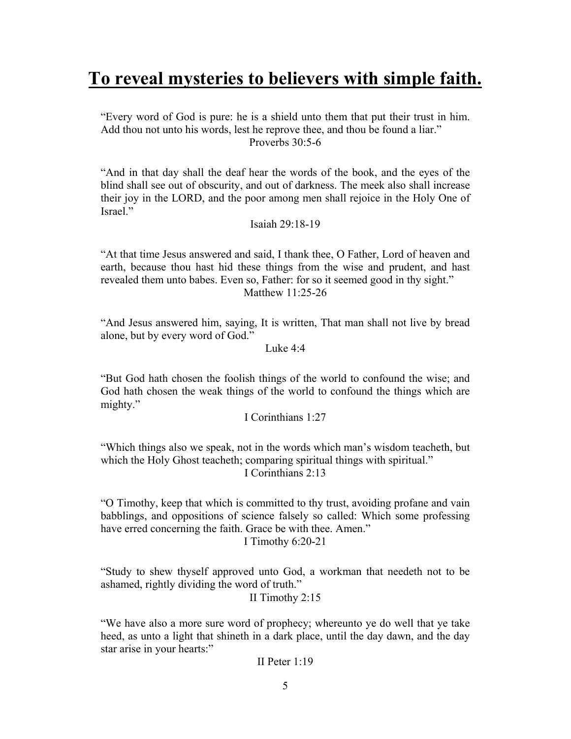# **To reveal mysteries to believers with simple faith.**

"Every word of God is pure: he is a shield unto them that put their trust in him. Add thou not unto his words, lest he reprove thee, and thou be found a liar."

Proverbs 30:5-6

"And in that day shall the deaf hear the words of the book, and the eyes of the blind shall see out of obscurity, and out of darkness. The meek also shall increase their joy in the LORD, and the poor among men shall rejoice in the Holy One of Israel."

Isaiah 29:18-19

"At that time Jesus answered and said, I thank thee, O Father, Lord of heaven and earth, because thou hast hid these things from the wise and prudent, and hast revealed them unto babes. Even so, Father: for so it seemed good in thy sight."

Matthew 11:25-26

"And Jesus answered him, saying, It is written, That man shall not live by bread alone, but by every word of God."

Luke 4:4

"But God hath chosen the foolish things of the world to confound the wise; and God hath chosen the weak things of the world to confound the things which are mighty."

I Corinthians 1:27

"Which things also we speak, not in the words which man's wisdom teacheth, but which the Holy Ghost teacheth; comparing spiritual things with spiritual."

I Corinthians 2:13

"O Timothy, keep that which is committed to thy trust, avoiding profane and vain babblings, and oppositions of science falsely so called: Which some professing have erred concerning the faith. Grace be with thee. Amen."

I Timothy 6:20-21

"Study to shew thyself approved unto God, a workman that needeth not to be ashamed, rightly dividing the word of truth."

II Timothy 2:15

"We have also a more sure word of prophecy; whereunto ye do well that ye take heed, as unto a light that shineth in a dark place, until the day dawn, and the day star arise in your hearts:"

II Peter 1:19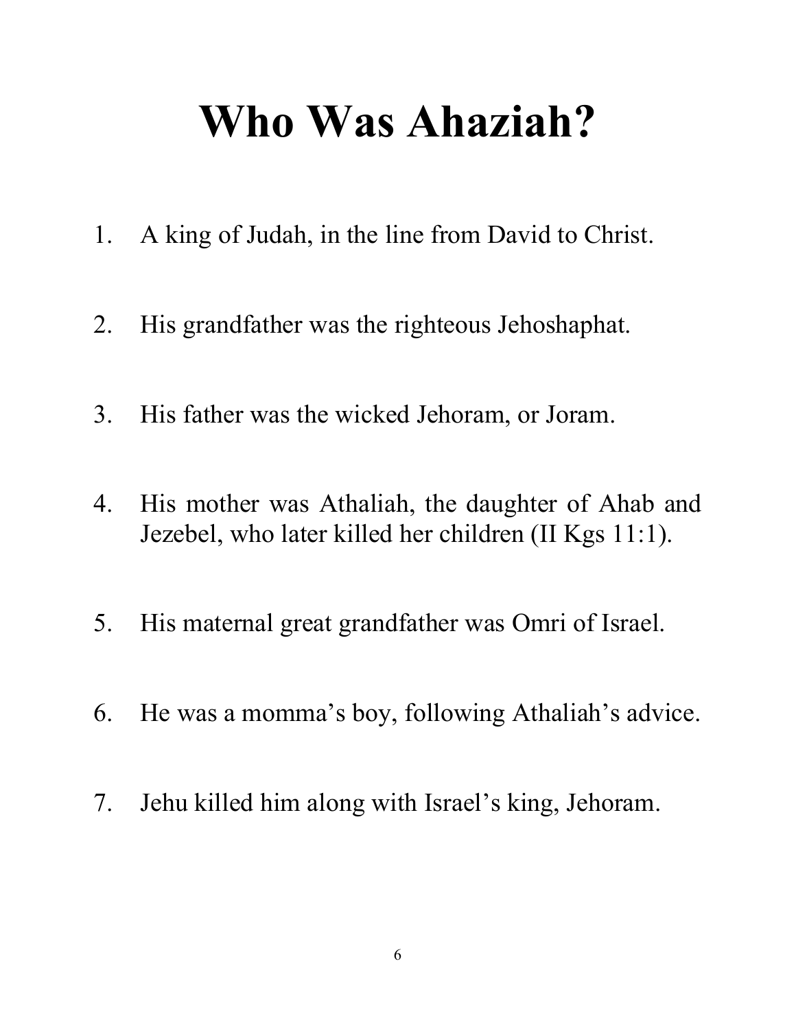# Who Was Ahaziah?

1. A king of Judah, in the line from David to Christ.
2. His grandfather was the righteous Jehoshaphat.
3. His father was the wicked Jehoram, or Joram.
4. His mother was Athaliah, the daughter of Ahab and Jezebel, who later killed her children (II Kgs 11:1).
5. His maternal great grandfather was Omri of Israel.
6. He was a momma's boy, following Athaliah's advice.
7. Jehu killed him along with Israel's king, Jehoram.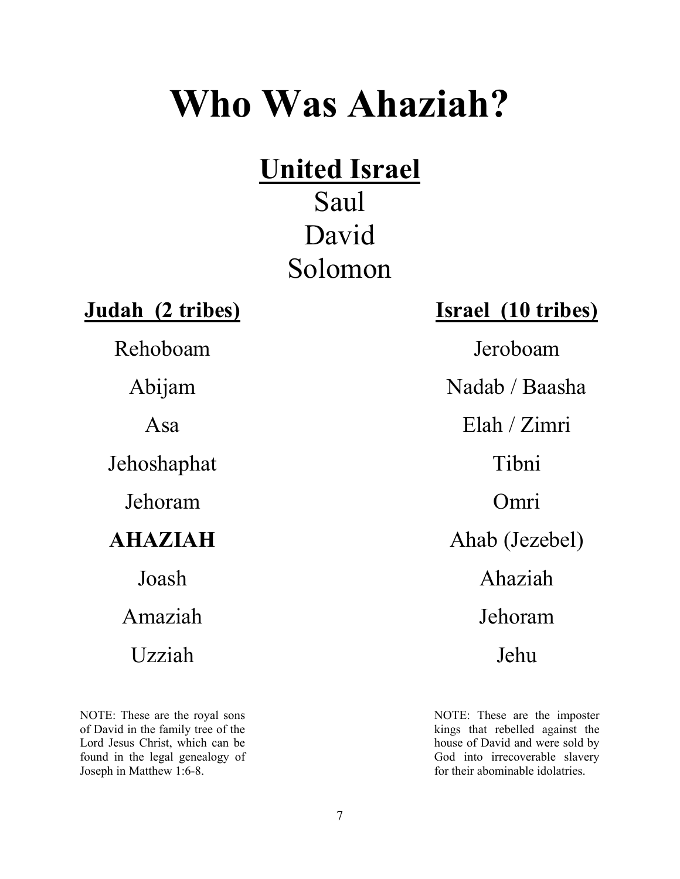# Who Was Ahaziah?

## United Israel

Saul
David
Solomon

| **Judah (2 tribes)** | **Israel (10 tribes)** |
|---|---|
| Rehoboam | Jeroboam |
| Abijam | Nadab / Baasha |
| Asa | Elah / Zimri |
| Jehoshaphat | Tibni |
| Jehoram | Omri |
| **AHAZIAH** | Ahab (Jezebel) |
| Joash | Ahaziah |
| Amaziah | Jehoram |
| Uzziah | Jehu |

NOTE: These are the royal sons of David in the family tree of the Lord Jesus Christ, which can be found in the legal genealogy of Joseph in Matthew 1:6-8.

NOTE: These are the imposter kings that rebelled against the house of David and were sold by God into irrecoverable slavery for their abominable idolatries.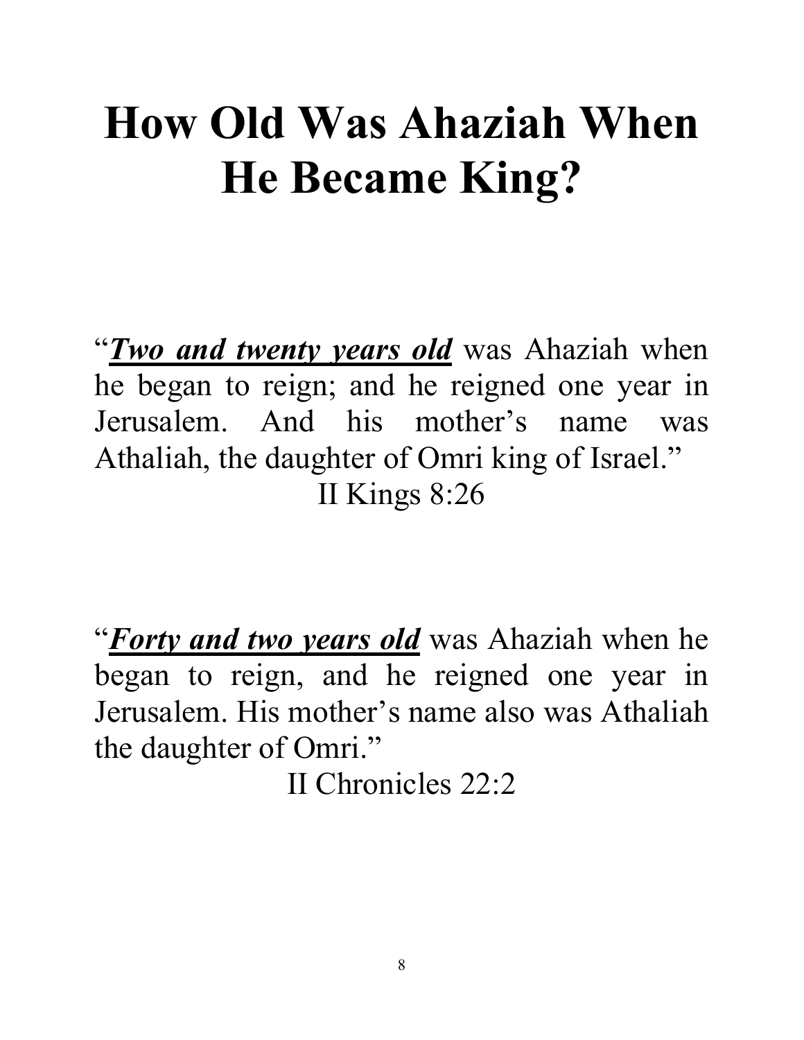# How Old Was Ahaziah When He Became King?

"***<u>Two and twenty years old</u>*** was Ahaziah when he began to reign; and he reigned one year in Jerusalem. And his mother's name was Athaliah, the daughter of Omri king of Israel."

II Kings 8:26

"***<u>Forty and two years old</u>*** was Ahaziah when he began to reign, and he reigned one year in Jerusalem. His mother's name also was Athaliah the daughter of Omri."

II Chronicles 22:2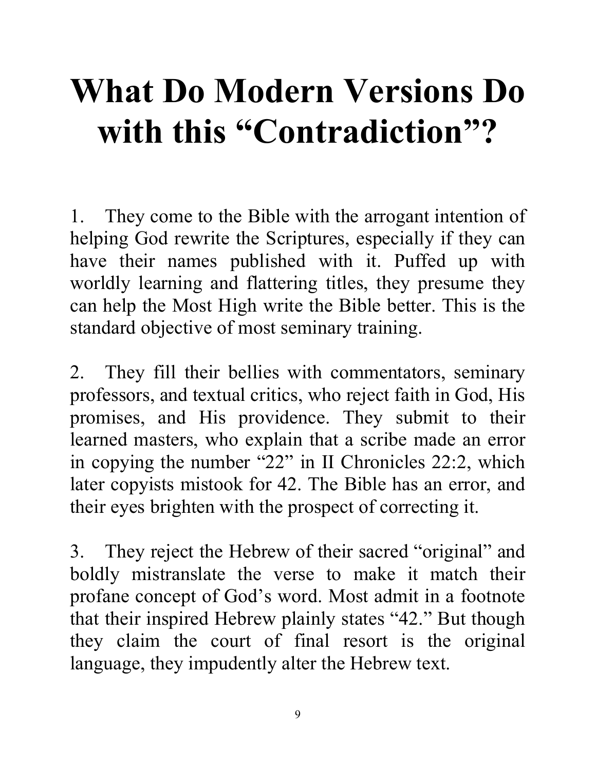# What Do Modern Versions Do with this "Contradiction"?

1. They come to the Bible with the arrogant intention of helping God rewrite the Scriptures, especially if they can have their names published with it. Puffed up with worldly learning and flattering titles, they presume they can help the Most High write the Bible better. This is the standard objective of most seminary training.

2. They fill their bellies with commentators, seminary professors, and textual critics, who reject faith in God, His promises, and His providence. They submit to their learned masters, who explain that a scribe made an error in copying the number "22" in II Chronicles 22:2, which later copyists mistook for 42. The Bible has an error, and their eyes brighten with the prospect of correcting it.

3. They reject the Hebrew of their sacred "original" and boldly mistranslate the verse to make it match their profane concept of God's word. Most admit in a footnote that their inspired Hebrew plainly states "42." But though they claim the court of final resort is the original language, they impudently alter the Hebrew text.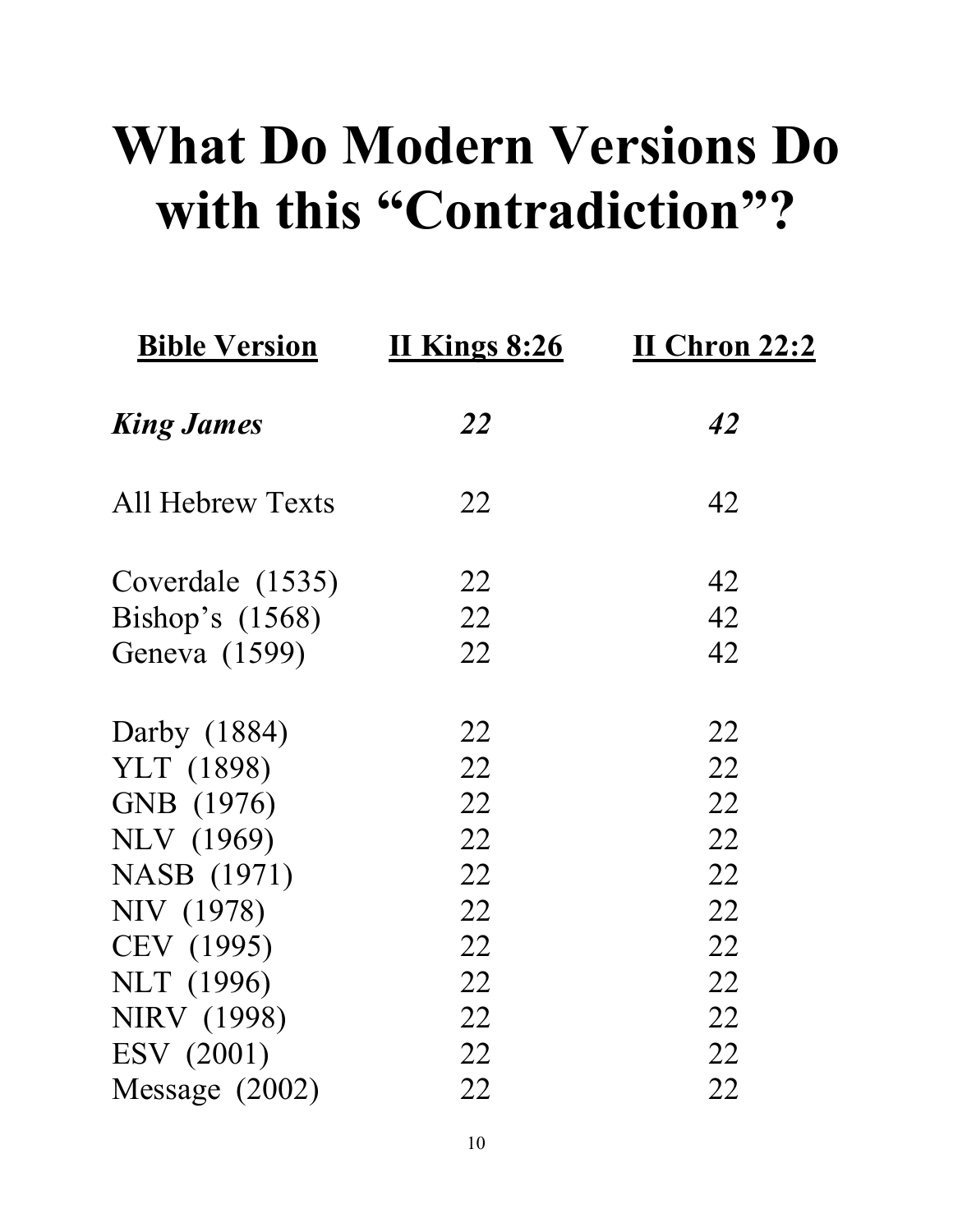# What Do Modern Versions Do with this "Contradiction"?

| Bible Version | II Kings 8:26 | II Chron 22:2 |
|---|---|---|
| ***King James*** | ***22*** | ***42*** |
| All Hebrew Texts | 22 | 42 |
| Coverdale (1535) | 22 | 42 |
| Bishop's (1568) | 22 | 42 |
| Geneva (1599) | 22 | 42 |
| Darby (1884) | 22 | 22 |
| YLT (1898) | 22 | 22 |
| GNB (1976) | 22 | 22 |
| NLV (1969) | 22 | 22 |
| NASB (1971) | 22 | 22 |
| NIV (1978) | 22 | 22 |
| CEV (1995) | 22 | 22 |
| NLT (1996) | 22 | 22 |
| NIRV (1998) | 22 | 22 |
| ESV (2001) | 22 | 22 |
| Message (2002) | 22 | 22 |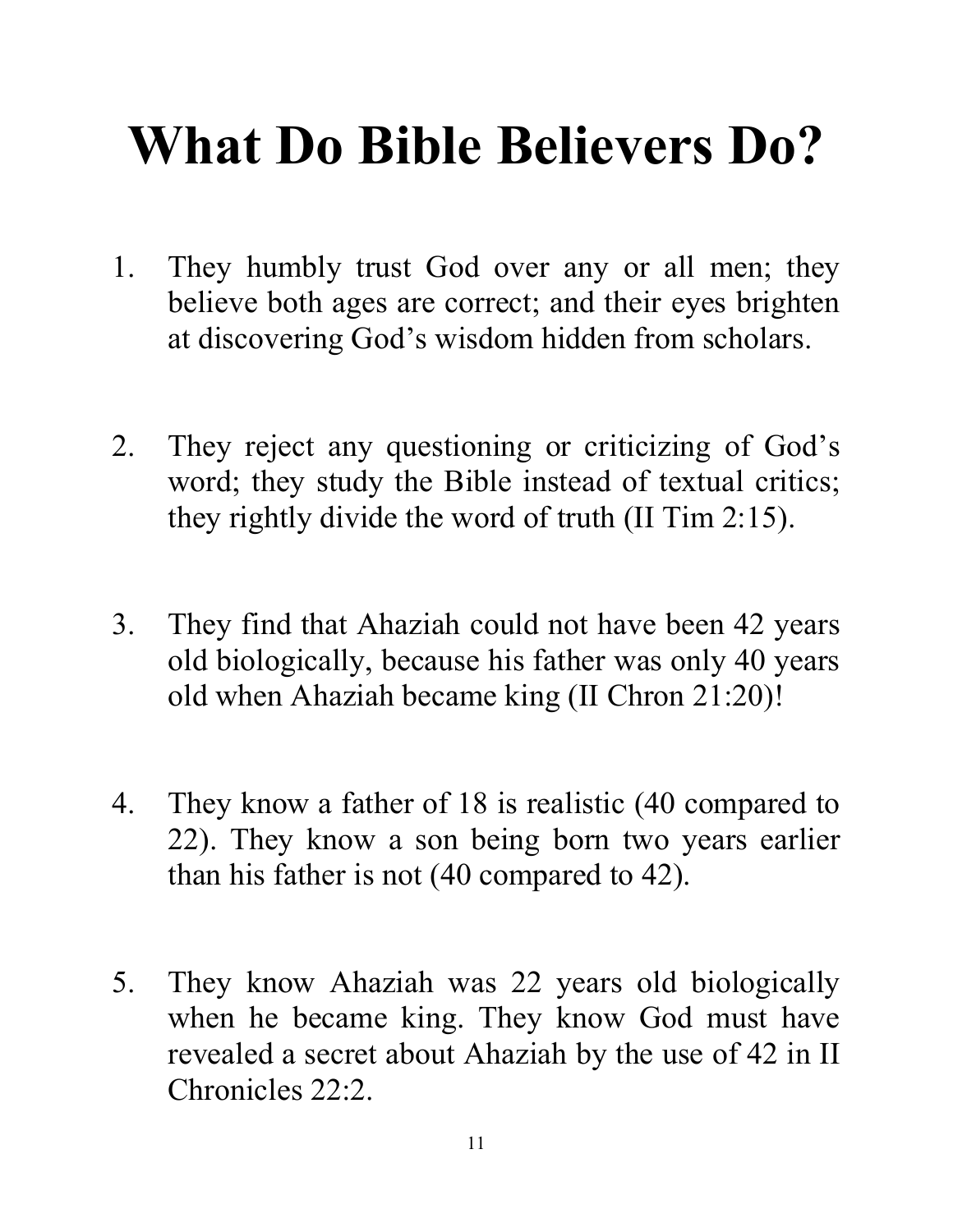# What Do Bible Believers Do?

1. They humbly trust God over any or all men; they believe both ages are correct; and their eyes brighten at discovering God's wisdom hidden from scholars.

2. They reject any questioning or criticizing of God's word; they study the Bible instead of textual critics; they rightly divide the word of truth (II Tim 2:15).

3. They find that Ahaziah could not have been 42 years old biologically, because his father was only 40 years old when Ahaziah became king (II Chron 21:20)!

4. They know a father of 18 is realistic (40 compared to 22). They know a son being born two years earlier than his father is not (40 compared to 42).

5. They know Ahaziah was 22 years old biologically when he became king. They know God must have revealed a secret about Ahaziah by the use of 42 in II Chronicles 22:2.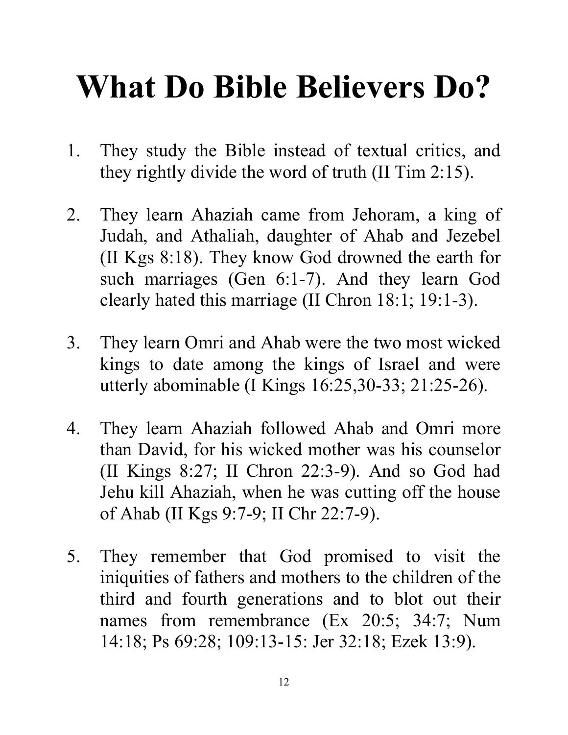# What Do Bible Believers Do?

1. They study the Bible instead of textual critics, and they rightly divide the word of truth (II Tim 2:15).

2. They learn Ahaziah came from Jehoram, a king of Judah, and Athaliah, daughter of Ahab and Jezebel (II Kgs 8:18). They know God drowned the earth for such marriages (Gen 6:1-7). And they learn God clearly hated this marriage (II Chron 18:1; 19:1-3).

3. They learn Omri and Ahab were the two most wicked kings to date among the kings of Israel and were utterly abominable (I Kings 16:25,30-33; 21:25-26).

4. They learn Ahaziah followed Ahab and Omri more than David, for his wicked mother was his counselor (II Kings 8:27; II Chron 22:3-9). And so God had Jehu kill Ahaziah, when he was cutting off the house of Ahab (II Kgs 9:7-9; II Chr 22:7-9).

5. They remember that God promised to visit the iniquities of fathers and mothers to the children of the third and fourth generations and to blot out their names from remembrance (Ex 20:5; 34:7; Num 14:18; Ps 69:28; 109:13-15: Jer 32:18; Ezek 13:9).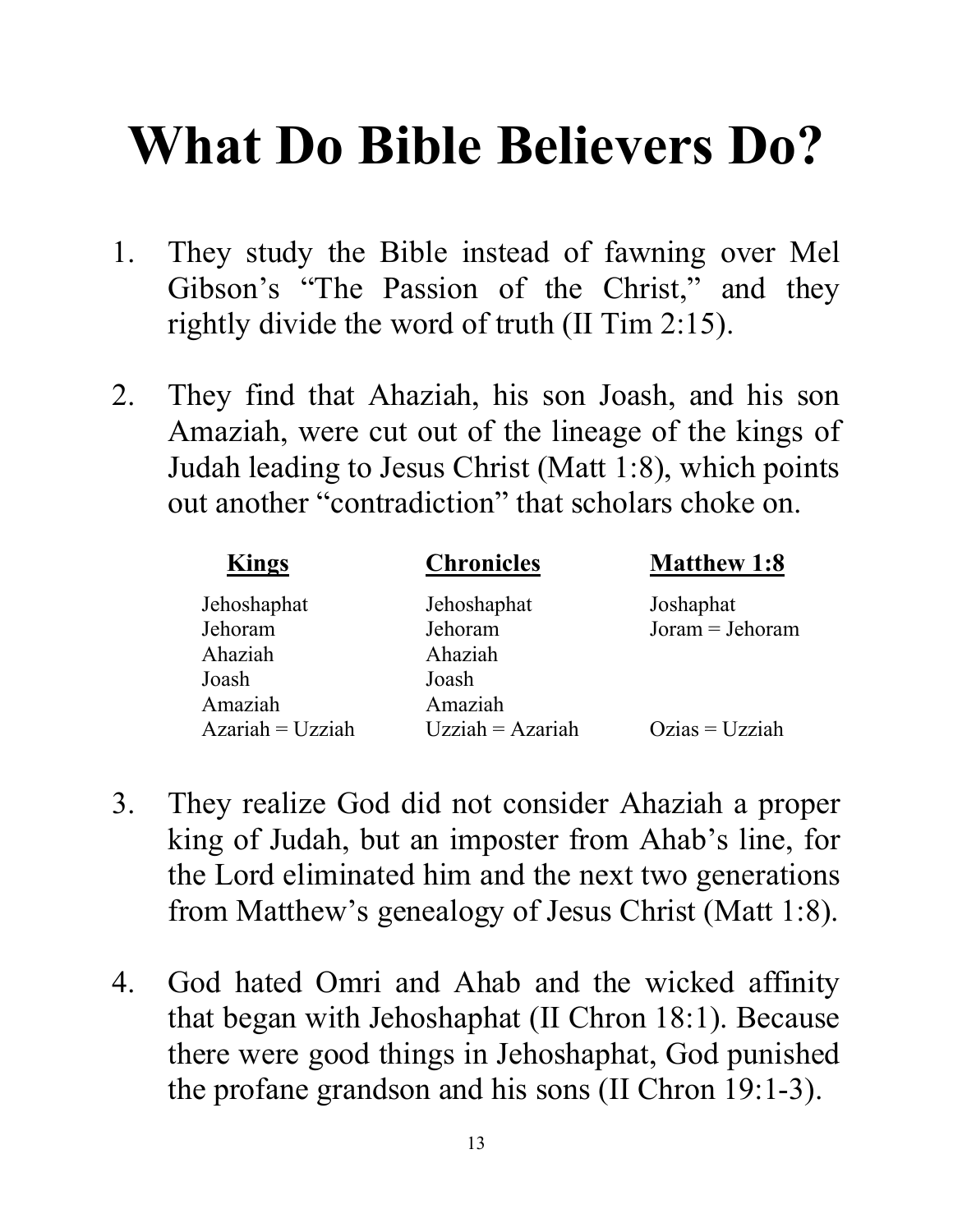# What Do Bible Believers Do?

1. They study the Bible instead of fawning over Mel Gibson's "The Passion of the Christ," and they rightly divide the word of truth (II Tim 2:15).

2. They find that Ahaziah, his son Joash, and his son Amaziah, were cut out of the lineage of the kings of Judah leading to Jesus Christ (Matt 1:8), which points out another "contradiction" that scholars choke on.

| **Kings** | **Chronicles** | **Matthew 1:8** |
|---|---|---|
| Jehoshaphat | Jehoshaphat | Joshaphat |
| Jehoram | Jehoram | Joram = Jehoram |
| Ahaziah | Ahaziah | |
| Joash | Joash | |
| Amaziah | Amaziah | |
| Azariah = Uzziah | Uzziah = Azariah | Ozias = Uzziah |

3. They realize God did not consider Ahaziah a proper king of Judah, but an imposter from Ahab's line, for the Lord eliminated him and the next two generations from Matthew's genealogy of Jesus Christ (Matt 1:8).

4. God hated Omri and Ahab and the wicked affinity that began with Jehoshaphat (II Chron 18:1). Because there were good things in Jehoshaphat, God punished the profane grandson and his sons (II Chron 19:1-3).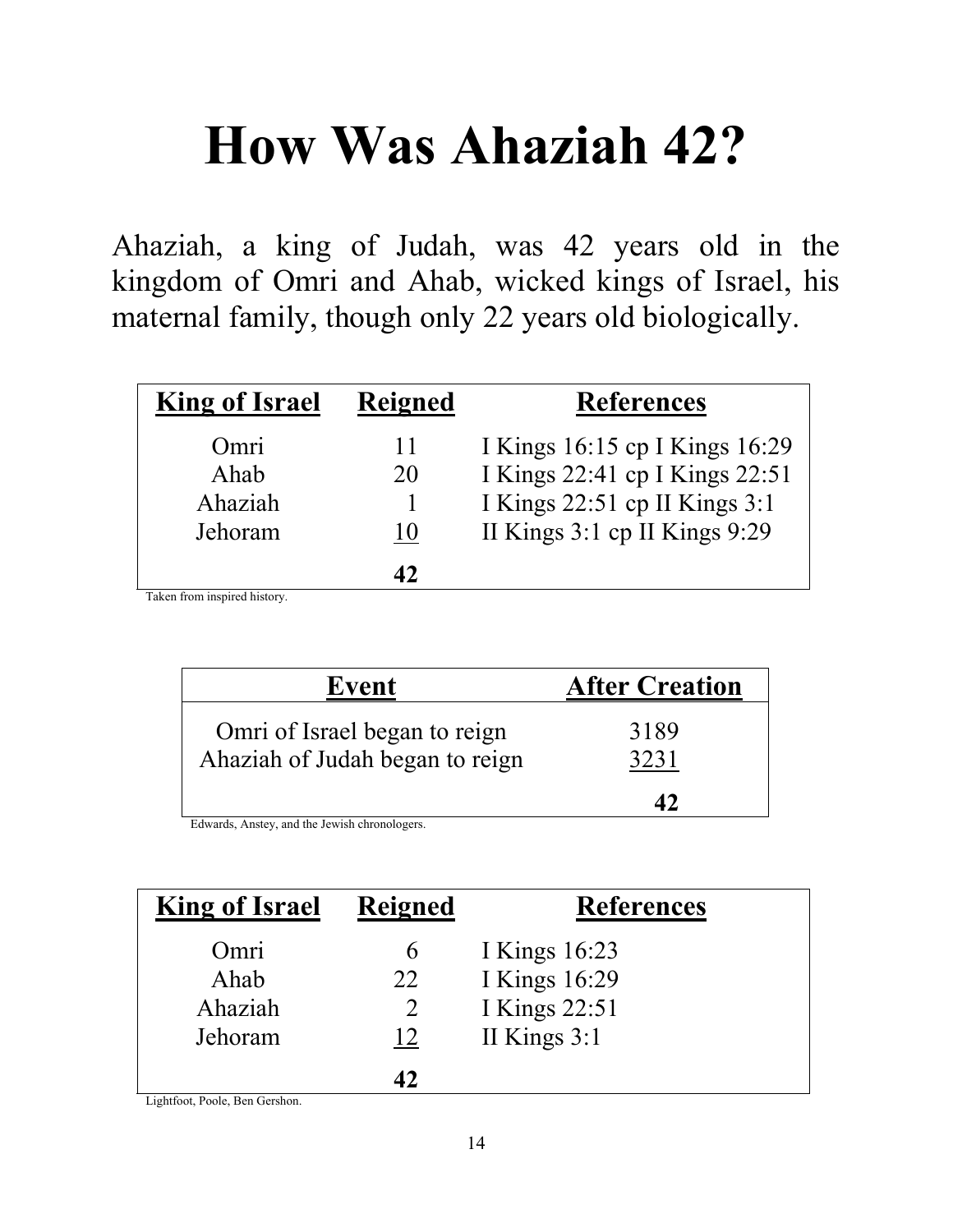# How Was Ahaziah 42?

Ahaziah, a king of Judah, was 42 years old in the kingdom of Omri and Ahab, wicked kings of Israel, his maternal family, though only 22 years old biologically.

| King of Israel | Reigned | References |
|---|---|---|
| Omri | 11 | I Kings 16:15 cp I Kings 16:29 |
| Ahab | 20 | I Kings 22:41 cp I Kings 22:51 |
| Ahaziah | 1 | I Kings 22:51 cp II Kings 3:1 |
| Jehoram | 10 | II Kings 3:1 cp II Kings 9:29 |
| | **42** | |

Taken from inspired history.

| Event | After Creation |
|---|---|
| Omri of Israel began to reign | 3189 |
| Ahaziah of Judah began to reign | 3231 |
| | **42** |

Edwards, Anstey, and the Jewish chronologers.

| King of Israel | Reigned | References |
|---|---|---|
| Omri | 6 | I Kings 16:23 |
| Ahab | 22 | I Kings 16:29 |
| Ahaziah | 2 | I Kings 22:51 |
| Jehoram | 12 | II Kings 3:1 |
| | **42** | |

Lightfoot, Poole, Ben Gershon.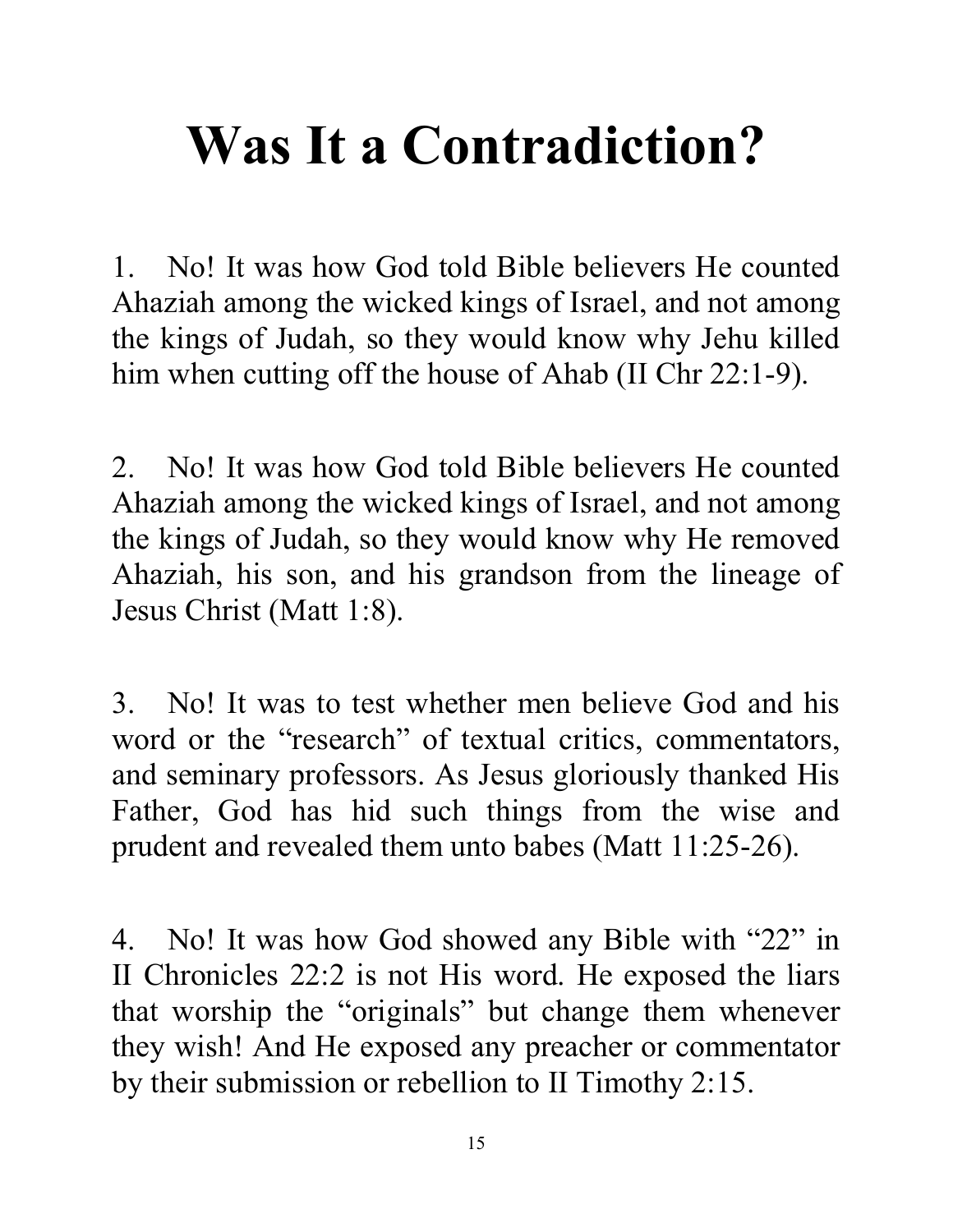# Was It a Contradiction?

1. No! It was how God told Bible believers He counted Ahaziah among the wicked kings of Israel, and not among the kings of Judah, so they would know why Jehu killed him when cutting off the house of Ahab (II Chr 22:1-9).

2. No! It was how God told Bible believers He counted Ahaziah among the wicked kings of Israel, and not among the kings of Judah, so they would know why He removed Ahaziah, his son, and his grandson from the lineage of Jesus Christ (Matt 1:8).

3. No! It was to test whether men believe God and his word or the "research" of textual critics, commentators, and seminary professors. As Jesus gloriously thanked His Father, God has hid such things from the wise and prudent and revealed them unto babes (Matt 11:25-26).

4. No! It was how God showed any Bible with "22" in II Chronicles 22:2 is not His word. He exposed the liars that worship the "originals" but change them whenever they wish! And He exposed any preacher or commentator by their submission or rebellion to II Timothy 2:15.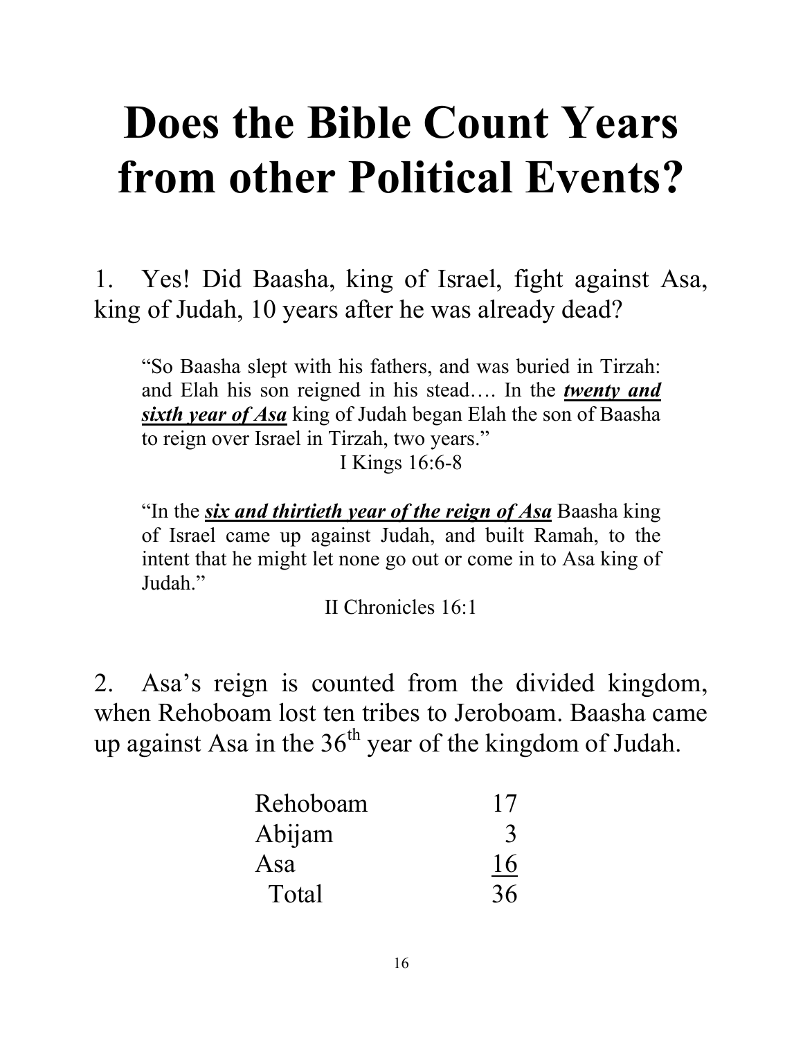# Does the Bible Count Years from other Political Events?

1. Yes! Did Baasha, king of Israel, fight against Asa, king of Judah, 10 years after he was already dead?

> "So Baasha slept with his fathers, and was buried in Tirzah: and Elah his son reigned in his stead…. In the ***twenty and sixth year of Asa*** king of Judah began Elah the son of Baasha to reign over Israel in Tirzah, two years."
>
> I Kings 16:6-8

> "In the ***six and thirtieth year of the reign of Asa*** Baasha king of Israel came up against Judah, and built Ramah, to the intent that he might let none go out or come in to Asa king of Judah."
>
> II Chronicles 16:1

2. Asa's reign is counted from the divided kingdom, when Rehoboam lost ten tribes to Jeroboam. Baasha came up against Asa in the 36th year of the kingdom of Judah.

| | |
|---|---|
| Rehoboam | 17 |
| Abijam | 3 |
| Asa | 16 |
| Total | 36 |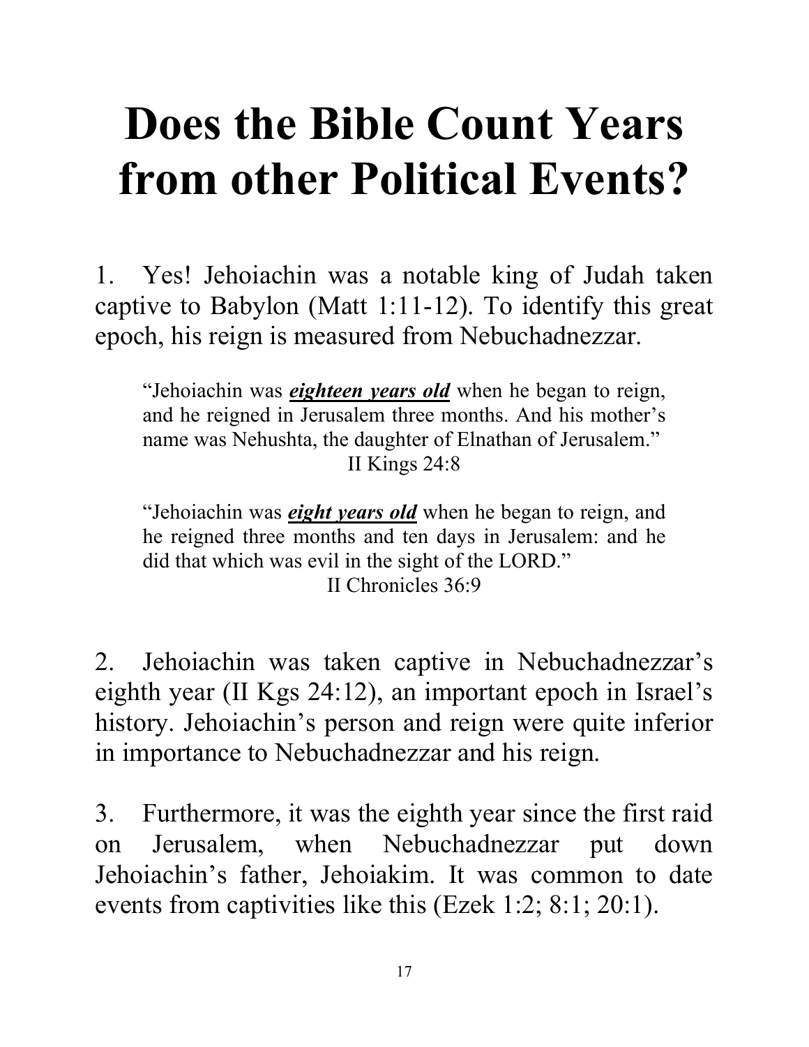# Does the Bible Count Years from other Political Events?

1. Yes! Jehoiachin was a notable king of Judah taken captive to Babylon (Matt 1:11-12). To identify this great epoch, his reign is measured from Nebuchadnezzar.

> "Jehoiachin was ***eighteen years old*** when he began to reign, and he reigned in Jerusalem three months. And his mother's name was Nehushta, the daughter of Elnathan of Jerusalem."
> II Kings 24:8
>
> "Jehoiachin was ***eight years old*** when he began to reign, and he reigned three months and ten days in Jerusalem: and he did that which was evil in the sight of the LORD."
> II Chronicles 36:9

2. Jehoiachin was taken captive in Nebuchadnezzar's eighth year (II Kgs 24:12), an important epoch in Israel's history. Jehoiachin's person and reign were quite inferior in importance to Nebuchadnezzar and his reign.

3. Furthermore, it was the eighth year since the first raid on Jerusalem, when Nebuchadnezzar put down Jehoiachin's father, Jehoiakim. It was common to date events from captivities like this (Ezek 1:2; 8:1; 20:1).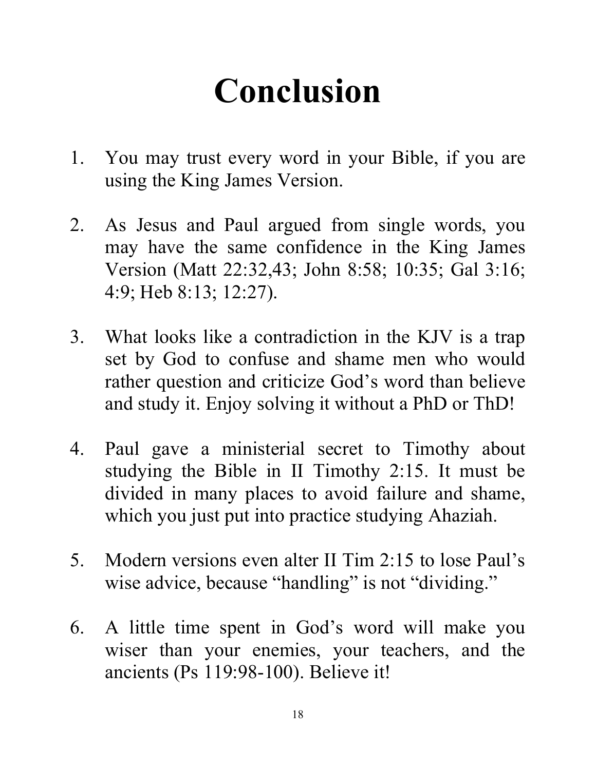# Conclusion

1. You may trust every word in your Bible, if you are using the King James Version.

2. As Jesus and Paul argued from single words, you may have the same confidence in the King James Version (Matt 22:32,43; John 8:58; 10:35; Gal 3:16; 4:9; Heb 8:13; 12:27).

3. What looks like a contradiction in the KJV is a trap set by God to confuse and shame men who would rather question and criticize God's word than believe and study it. Enjoy solving it without a PhD or ThD!

4. Paul gave a ministerial secret to Timothy about studying the Bible in II Timothy 2:15. It must be divided in many places to avoid failure and shame, which you just put into practice studying Ahaziah.

5. Modern versions even alter II Tim 2:15 to lose Paul's wise advice, because "handling" is not "dividing."

6. A little time spent in God's word will make you wiser than your enemies, your teachers, and the ancients (Ps 119:98-100). Believe it!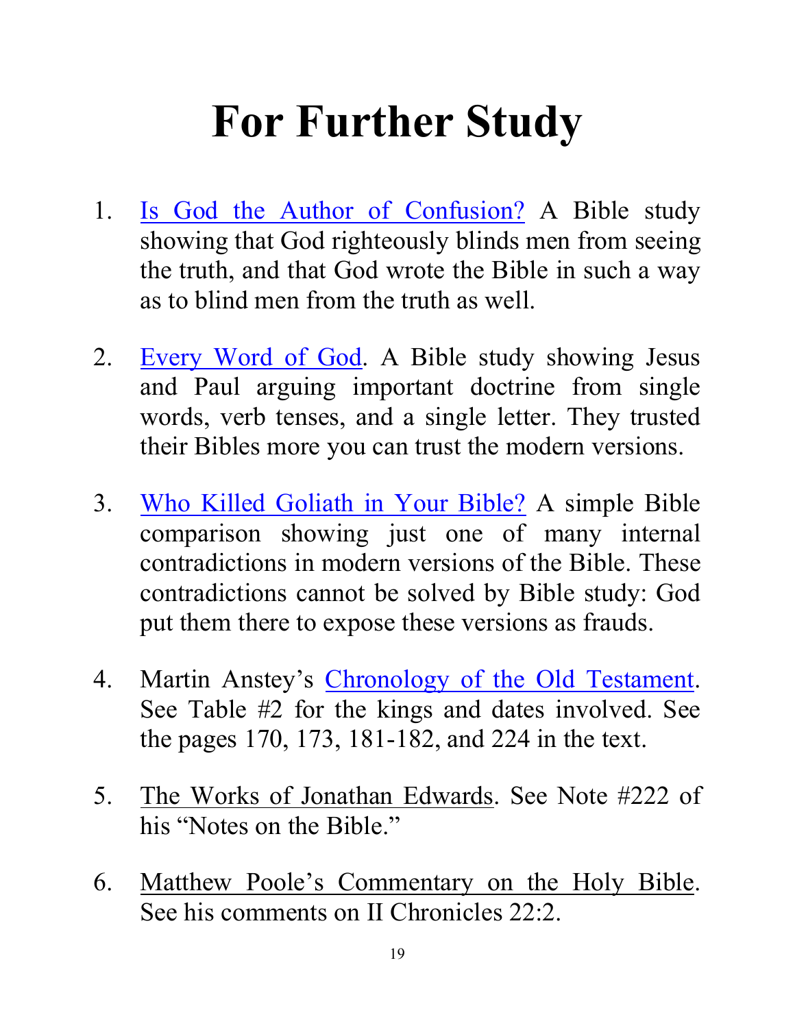# For Further Study

1. Is God the Author of Confusion? A Bible study showing that God righteously blinds men from seeing the truth, and that God wrote the Bible in such a way as to blind men from the truth as well.

2. Every Word of God. A Bible study showing Jesus and Paul arguing important doctrine from single words, verb tenses, and a single letter. They trusted their Bibles more you can trust the modern versions.

3. Who Killed Goliath in Your Bible? A simple Bible comparison showing just one of many internal contradictions in modern versions of the Bible. These contradictions cannot be solved by Bible study: God put them there to expose these versions as frauds.

4. Martin Anstey's Chronology of the Old Testament. See Table #2 for the kings and dates involved. See the pages 170, 173, 181-182, and 224 in the text.

5. The Works of Jonathan Edwards. See Note #222 of his "Notes on the Bible."

6. Matthew Poole's Commentary on the Holy Bible. See his comments on II Chronicles 22:2.